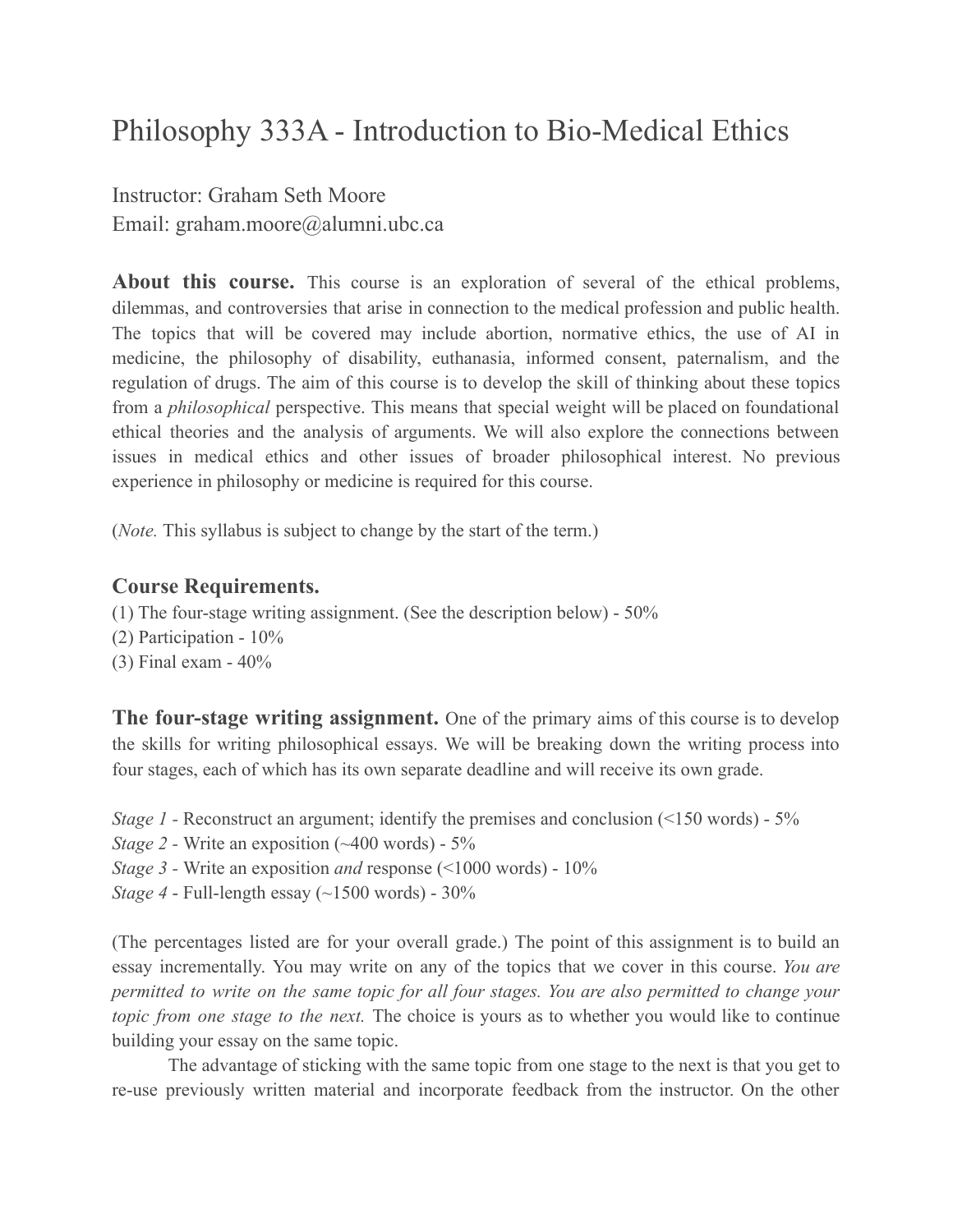# Philosophy 333A - Introduction to Bio-Medical Ethics

Instructor: Graham Seth Moore
Email: graham.moore@alumni.ubc.ca

**About this course.** This course is an exploration of several of the ethical problems, dilemmas, and controversies that arise in connection to the medical profession and public health. The topics that will be covered may include abortion, normative ethics, the use of AI in medicine, the philosophy of disability, euthanasia, informed consent, paternalism, and the regulation of drugs. The aim of this course is to develop the skill of thinking about these topics from a *philosophical* perspective. This means that special weight will be placed on foundational ethical theories and the analysis of arguments. We will also explore the connections between issues in medical ethics and other issues of broader philosophical interest. No previous experience in philosophy or medicine is required for this course.

(*Note.* This syllabus is subject to change by the start of the term.)

### Course Requirements.

(1) The four-stage writing assignment. (See the description below) - 50%
(2) Participation - 10%
(3) Final exam - 40%

**The four-stage writing assignment.** One of the primary aims of this course is to develop the skills for writing philosophical essays. We will be breaking down the writing process into four stages, each of which has its own separate deadline and will receive its own grade.

*Stage 1 -* Reconstruct an argument; identify the premises and conclusion (<150 words) - 5%
*Stage 2 -* Write an exposition (~400 words) - 5%
*Stage 3 -* Write an exposition *and* response (<1000 words) - 10%
*Stage 4* - Full-length essay (~1500 words) - 30%

(The percentages listed are for your overall grade.) The point of this assignment is to build an essay incrementally. You may write on any of the topics that we cover in this course. *You are permitted to write on the same topic for all four stages. You are also permitted to change your topic from one stage to the next.* The choice is yours as to whether you would like to continue building your essay on the same topic.

The advantage of sticking with the same topic from one stage to the next is that you get to re-use previously written material and incorporate feedback from the instructor. On the other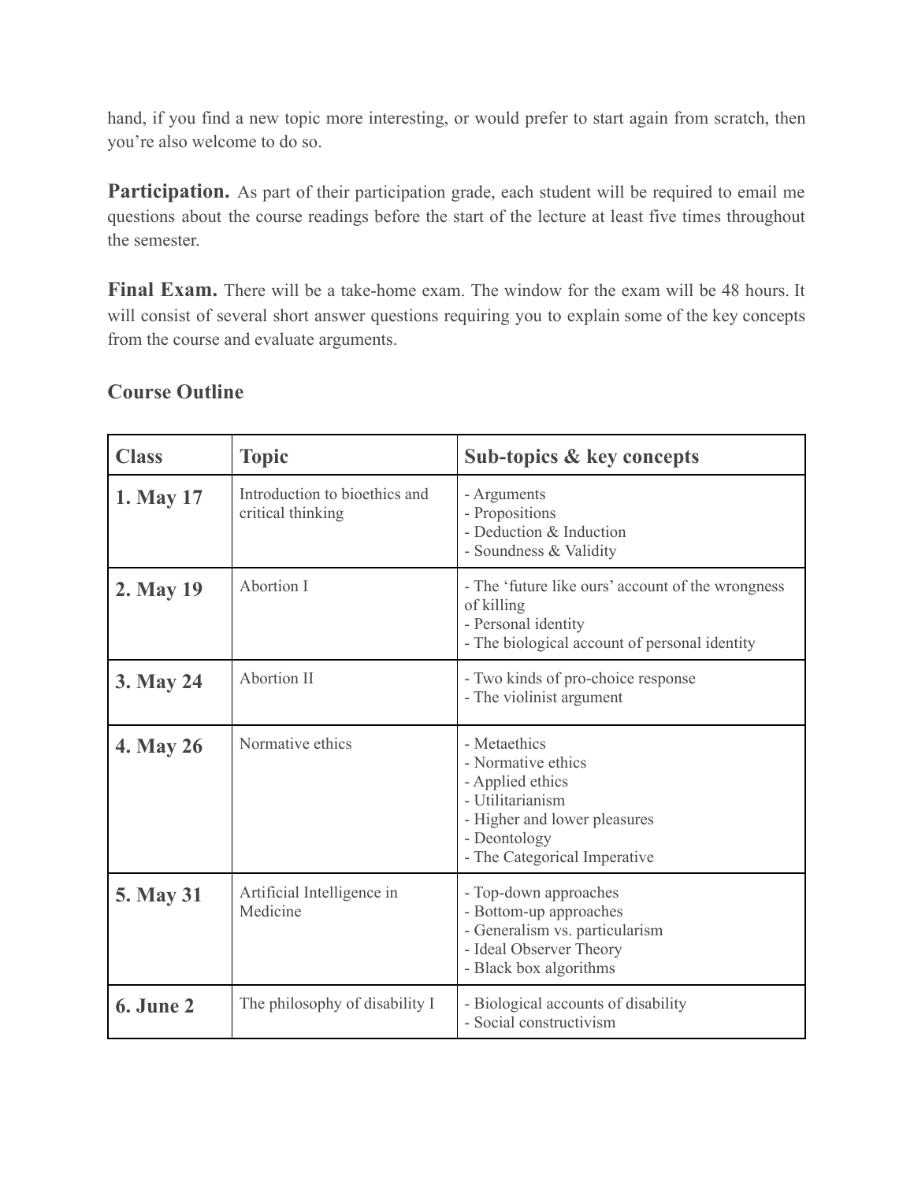hand, if you find a new topic more interesting, or would prefer to start again from scratch, then you're also welcome to do so.

**Participation.** As part of their participation grade, each student will be required to email me questions about the course readings before the start of the lecture at least five times throughout the semester.

**Final Exam.** There will be a take-home exam. The window for the exam will be 48 hours. It will consist of several short answer questions requiring you to explain some of the key concepts from the course and evaluate arguments.

## Course Outline

| Class | Topic | Sub-topics & key concepts |
|---|---|---|
| **1. May 17** | Introduction to bioethics and critical thinking | - Arguments<br>- Propositions<br>- Deduction & Induction<br>- Soundness & Validity |
| **2. May 19** | Abortion I | - The 'future like ours' account of the wrongness of killing<br>- Personal identity<br>- The biological account of personal identity |
| **3. May 24** | Abortion II | - Two kinds of pro-choice response<br>- The violinist argument |
| **4. May 26** | Normative ethics | - Metaethics<br>- Normative ethics<br>- Applied ethics<br>- Utilitarianism<br>- Higher and lower pleasures<br>- Deontology<br>- The Categorical Imperative |
| **5. May 31** | Artificial Intelligence in Medicine | - Top-down approaches<br>- Bottom-up approaches<br>- Generalism vs. particularism<br>- Ideal Observer Theory<br>- Black box algorithms |
| **6. June 2** | The philosophy of disability I | - Biological accounts of disability<br>- Social constructivism |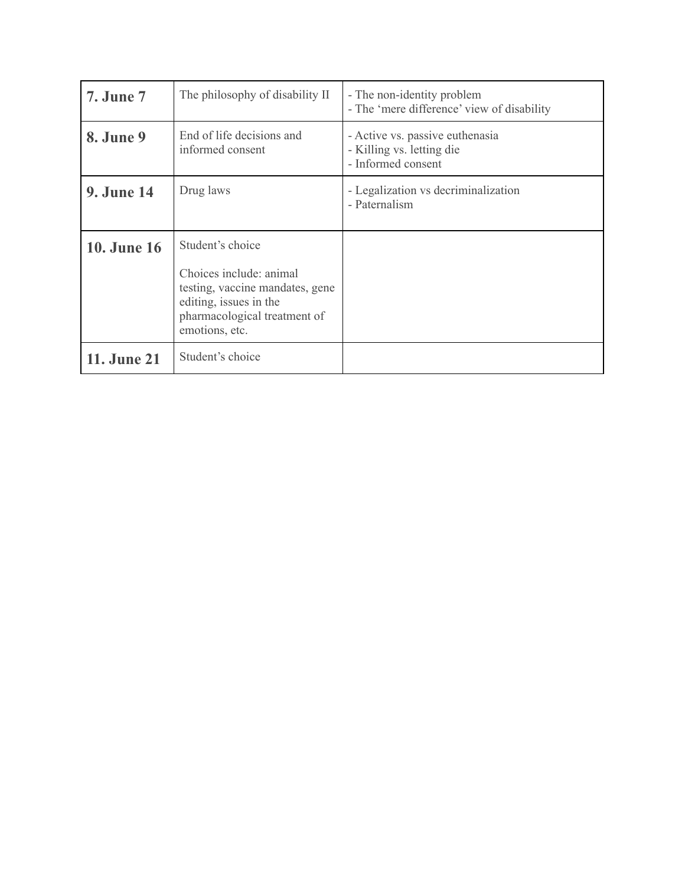| | | |
|---|---|---|
| **7. June 7** | The philosophy of disability II | - The non-identity problem<br>- The 'mere difference' view of disability |
| **8. June 9** | End of life decisions and informed consent | - Active vs. passive euthenasia<br>- Killing vs. letting die<br>- Informed consent |
| **9. June 14** | Drug laws | - Legalization vs decriminalization<br>- Paternalism |
| **10. June 16** | Student's choice<br><br>Choices include: animal testing, vaccine mandates, gene editing, issues in the pharmacological treatment of emotions, etc. | |
| **11. June 21** | Student's choice | |